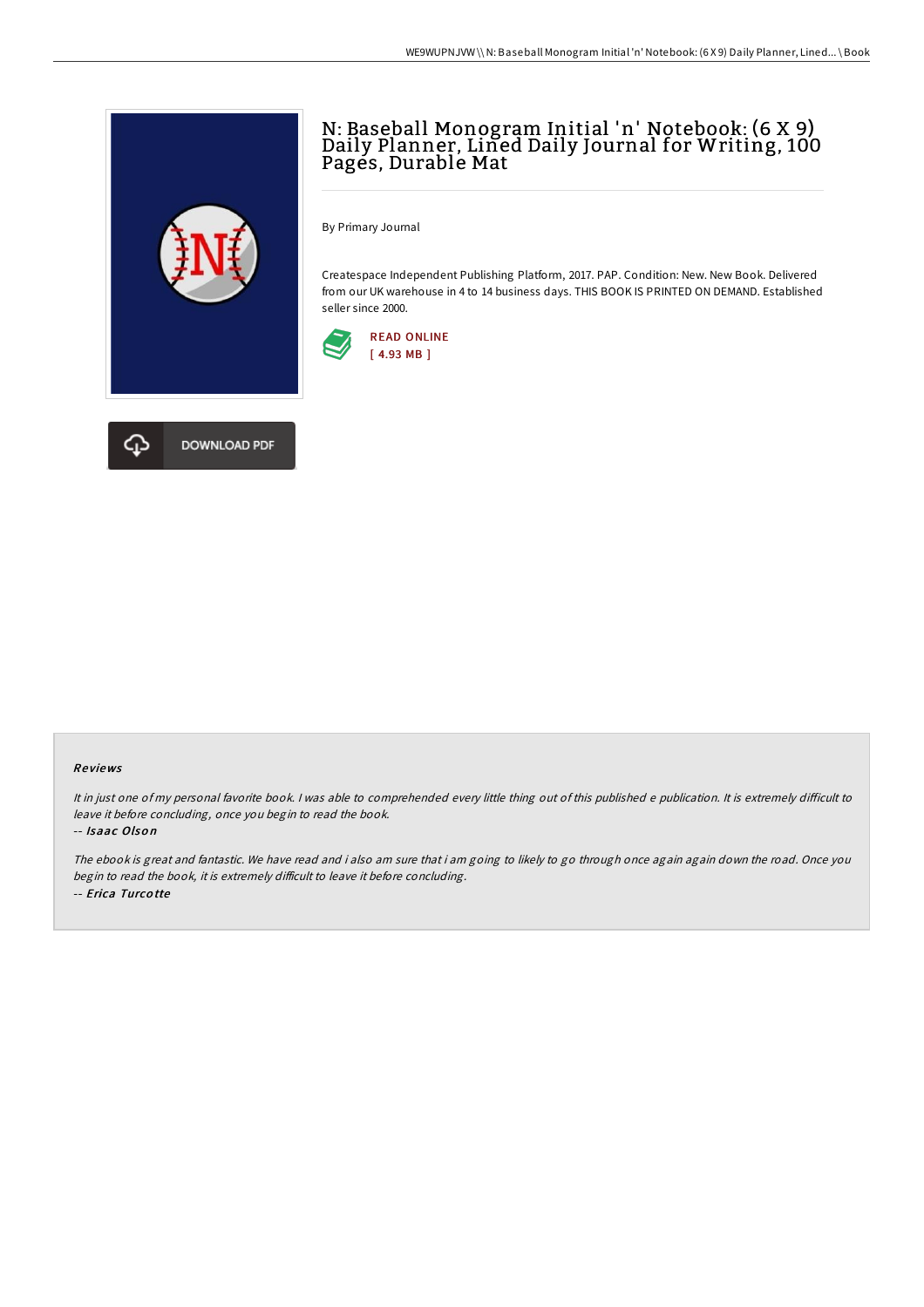# N: Baseball Monogram Initial 'n' Notebook: (6 X 9) Daily Planner, Lined Daily Journal for Writing, 100 Pages, Durable Mat

By Primary Journal

Createspace Independent Publishing Platform, 2017. PAP. Condition: New. New Book. Delivered from our UK warehouse in 4 to 14 business days. THIS BOOK IS PRINTED ON DEMAND. Established seller since 2000.

READ ONLINE
[ 4.93 MB ]

DOWNLOAD PDF

### Reviews

*It in just one of my personal favorite book. I was able to comprehended every little thing out of this published e publication. It is extremely difficult to leave it before concluding, once you begin to read the book.*

-- *Isaac Olson*

*The ebook is great and fantastic. We have read and i also am sure that i am going to likely to go through once again again down the road. Once you begin to read the book, it is extremely difficult to leave it before concluding.*

-- *Erica Turcotte*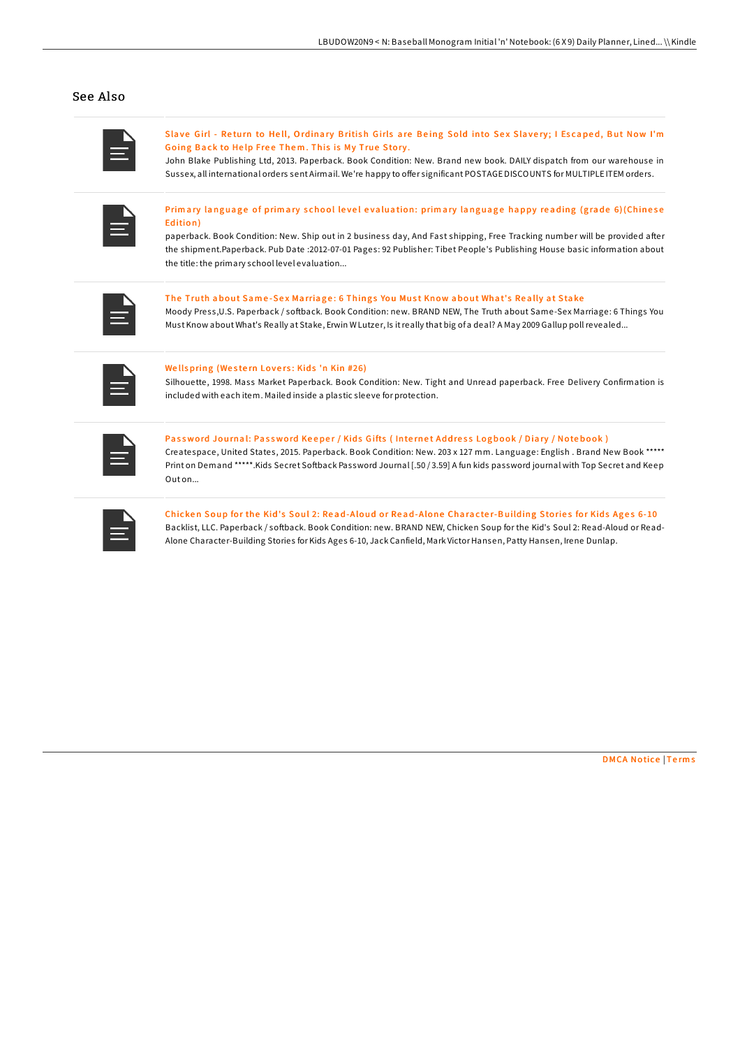## See Also

**Slave Girl - Return to Hell, Ordinary British Girls are Being Sold into Sex Slavery; I Escaped, But Now I'm Going Back to Help Free Them. This is My True Story.**

John Blake Publishing Ltd, 2013. Paperback. Book Condition: New. Brand new book. DAILY dispatch from our warehouse in Sussex, all international orders sent Airmail. We're happy to offer significant POSTAGE DISCOUNTS for MULTIPLE ITEM orders.

**Primary language of primary school level evaluation: primary language happy reading (grade 6)(Chinese Edition)**

paperback. Book Condition: New. Ship out in 2 business day, And Fast shipping, Free Tracking number will be provided after the shipment.Paperback. Pub Date :2012-07-01 Pages: 92 Publisher: Tibet People's Publishing House basic information about the title: the primary school level evaluation...

**The Truth about Same-Sex Marriage: 6 Things You Must Know about What's Really at Stake**

Moody Press,U.S. Paperback / softback. Book Condition: new. BRAND NEW, The Truth about Same-Sex Marriage: 6 Things You Must Know about What's Really at Stake, Erwin W Lutzer, Is it really that big of a deal? A May 2009 Gallup poll revealed...

**Wellspring (Western Lovers: Kids 'n Kin #26)**

Silhouette, 1998. Mass Market Paperback. Book Condition: New. Tight and Unread paperback. Free Delivery Confirmation is included with each item. Mailed inside a plastic sleeve for protection.

**Password Journal: Password Keeper / Kids Gifts ( Internet Address Logbook / Diary / Notebook )**

Createspace, United States, 2015. Paperback. Book Condition: New. 203 x 127 mm. Language: English . Brand New Book ***** Print on Demand *****.Kids Secret Softback Password Journal [.50 / 3.59] A fun kids password journal with Top Secret and Keep Out on...

**Chicken Soup for the Kid's Soul 2: Read-Aloud or Read-Alone Character-Building Stories for Kids Ages 6-10**

Backlist, LLC. Paperback / softback. Book Condition: new. BRAND NEW, Chicken Soup for the Kid's Soul 2: Read-Aloud or Read-Alone Character-Building Stories for Kids Ages 6-10, Jack Canfield, Mark Victor Hansen, Patty Hansen, Irene Dunlap.